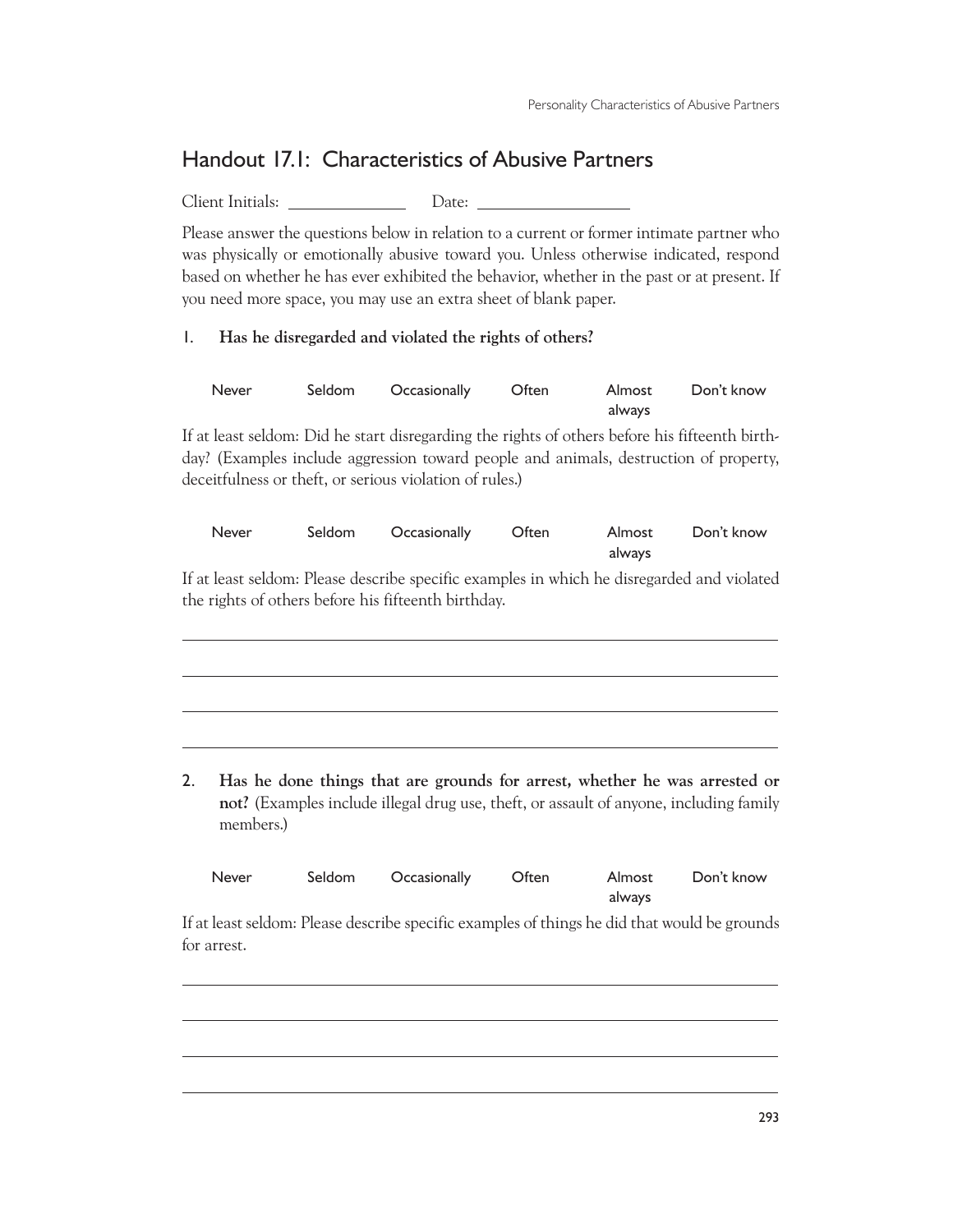## Handout 17.1: Characteristics of Abusive Partners

Client Initials: ______________ Date: ________________

Please answer the questions below in relation to a current or former intimate partner who was physically or emotionally abusive toward you. Unless otherwise indicated, respond based on whether he has ever exhibited the behavior, whether in the past or at present. If you need more space, you may use an extra sheet of blank paper.

1. **Has he disregarded and violated the rights of others?**

| Never | Seldom | Occasionally | Often | Almost always | Don't know |
|---|---|---|---|---|---|

If at least seldom: Did he start disregarding the rights of others before his fifteenth birthday? (Examples include aggression toward people and animals, destruction of property, deceitfulness or theft, or serious violation of rules.)

| Never | Seldom | Occasionally | Often | Almost always | Don't know |
|---|---|---|---|---|---|

If at least seldom: Please describe specific examples in which he disregarded and violated the rights of others before his fifteenth birthday.

______________________________________________________________________

______________________________________________________________________

______________________________________________________________________

______________________________________________________________________

2. **Has he done things that are grounds for arrest, whether he was arrested or not?** (Examples include illegal drug use, theft, or assault of anyone, including family members.)

| Never | Seldom | Occasionally | Often | Almost always | Don't know |
|---|---|---|---|---|---|

If at least seldom: Please describe specific examples of things he did that would be grounds for arrest.

______________________________________________________________________

______________________________________________________________________

______________________________________________________________________

______________________________________________________________________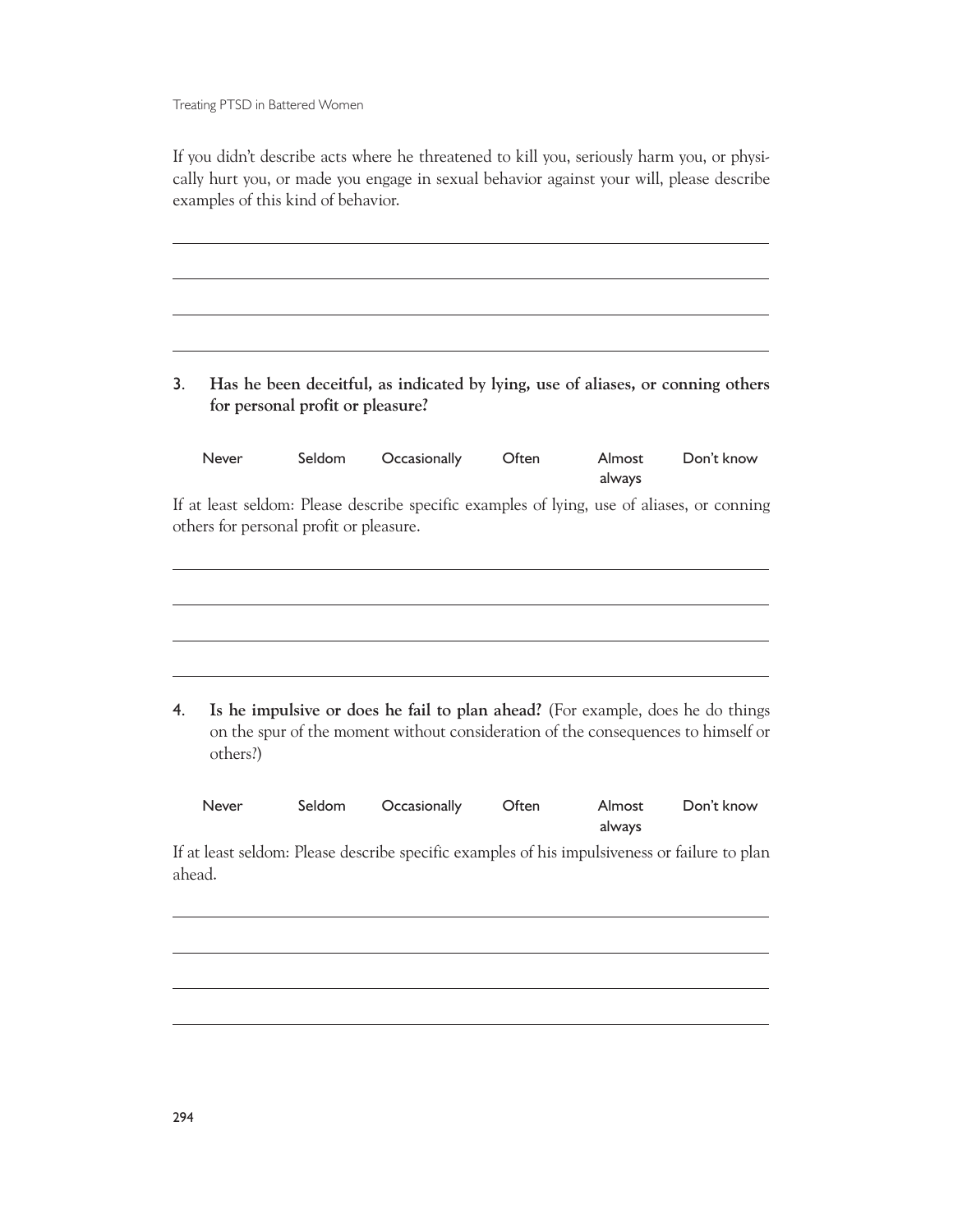If you didn't describe acts where he threatened to kill you, seriously harm you, or physically hurt you, or made you engage in sexual behavior against your will, please describe examples of this kind of behavior.

\_\_\_\_\_\_\_\_\_\_\_\_\_\_\_\_\_\_\_\_\_\_\_\_\_\_\_\_\_\_\_\_\_\_\_\_\_\_\_\_\_\_\_\_\_\_\_\_\_\_\_\_\_\_\_\_\_\_\_\_\_\_\_\_\_\_\_\_

\_\_\_\_\_\_\_\_\_\_\_\_\_\_\_\_\_\_\_\_\_\_\_\_\_\_\_\_\_\_\_\_\_\_\_\_\_\_\_\_\_\_\_\_\_\_\_\_\_\_\_\_\_\_\_\_\_\_\_\_\_\_\_\_\_\_\_\_

\_\_\_\_\_\_\_\_\_\_\_\_\_\_\_\_\_\_\_\_\_\_\_\_\_\_\_\_\_\_\_\_\_\_\_\_\_\_\_\_\_\_\_\_\_\_\_\_\_\_\_\_\_\_\_\_\_\_\_\_\_\_\_\_\_\_\_\_

\_\_\_\_\_\_\_\_\_\_\_\_\_\_\_\_\_\_\_\_\_\_\_\_\_\_\_\_\_\_\_\_\_\_\_\_\_\_\_\_\_\_\_\_\_\_\_\_\_\_\_\_\_\_\_\_\_\_\_\_\_\_\_\_\_\_\_\_

3. **Has he been deceitful, as indicated by lying, use of aliases, or conning others for personal profit or pleasure?**

| Never | Seldom | Occasionally | Often | Almost always | Don't know |
|---|---|---|---|---|---|

If at least seldom: Please describe specific examples of lying, use of aliases, or conning others for personal profit or pleasure.

\_\_\_\_\_\_\_\_\_\_\_\_\_\_\_\_\_\_\_\_\_\_\_\_\_\_\_\_\_\_\_\_\_\_\_\_\_\_\_\_\_\_\_\_\_\_\_\_\_\_\_\_\_\_\_\_\_\_\_\_\_\_\_\_\_\_\_\_

\_\_\_\_\_\_\_\_\_\_\_\_\_\_\_\_\_\_\_\_\_\_\_\_\_\_\_\_\_\_\_\_\_\_\_\_\_\_\_\_\_\_\_\_\_\_\_\_\_\_\_\_\_\_\_\_\_\_\_\_\_\_\_\_\_\_\_\_

\_\_\_\_\_\_\_\_\_\_\_\_\_\_\_\_\_\_\_\_\_\_\_\_\_\_\_\_\_\_\_\_\_\_\_\_\_\_\_\_\_\_\_\_\_\_\_\_\_\_\_\_\_\_\_\_\_\_\_\_\_\_\_\_\_\_\_\_

\_\_\_\_\_\_\_\_\_\_\_\_\_\_\_\_\_\_\_\_\_\_\_\_\_\_\_\_\_\_\_\_\_\_\_\_\_\_\_\_\_\_\_\_\_\_\_\_\_\_\_\_\_\_\_\_\_\_\_\_\_\_\_\_\_\_\_\_

4. **Is he impulsive or does he fail to plan ahead?** (For example, does he do things on the spur of the moment without consideration of the consequences to himself or others?)

| Never | Seldom | Occasionally | Often | Almost always | Don't know |
|---|---|---|---|---|---|

If at least seldom: Please describe specific examples of his impulsiveness or failure to plan ahead.

\_\_\_\_\_\_\_\_\_\_\_\_\_\_\_\_\_\_\_\_\_\_\_\_\_\_\_\_\_\_\_\_\_\_\_\_\_\_\_\_\_\_\_\_\_\_\_\_\_\_\_\_\_\_\_\_\_\_\_\_\_\_\_\_\_\_\_\_

\_\_\_\_\_\_\_\_\_\_\_\_\_\_\_\_\_\_\_\_\_\_\_\_\_\_\_\_\_\_\_\_\_\_\_\_\_\_\_\_\_\_\_\_\_\_\_\_\_\_\_\_\_\_\_\_\_\_\_\_\_\_\_\_\_\_\_\_

\_\_\_\_\_\_\_\_\_\_\_\_\_\_\_\_\_\_\_\_\_\_\_\_\_\_\_\_\_\_\_\_\_\_\_\_\_\_\_\_\_\_\_\_\_\_\_\_\_\_\_\_\_\_\_\_\_\_\_\_\_\_\_\_\_\_\_\_

\_\_\_\_\_\_\_\_\_\_\_\_\_\_\_\_\_\_\_\_\_\_\_\_\_\_\_\_\_\_\_\_\_\_\_\_\_\_\_\_\_\_\_\_\_\_\_\_\_\_\_\_\_\_\_\_\_\_\_\_\_\_\_\_\_\_\_\_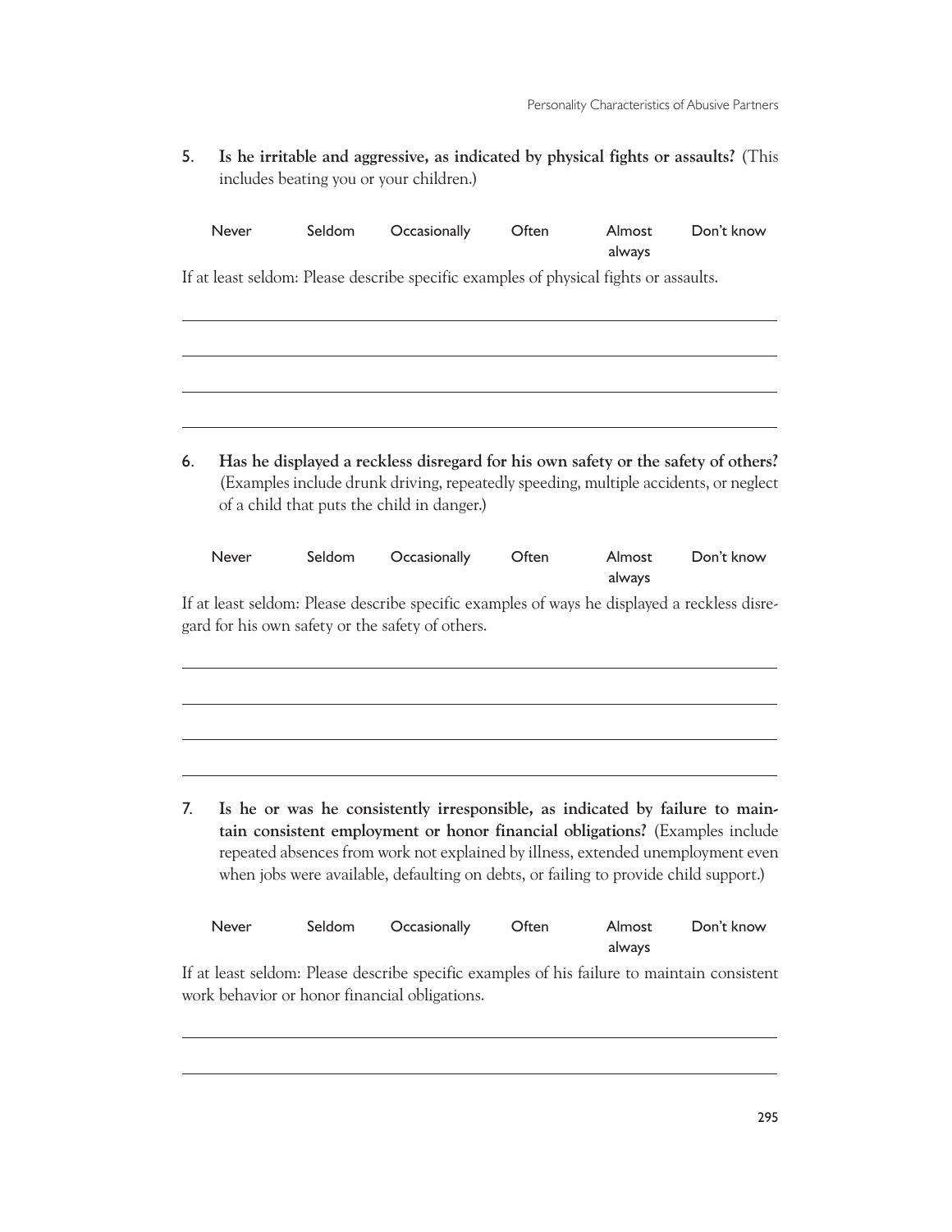5. **Is he irritable and aggressive, as indicated by physical fights or assaults?** (This includes beating you or your children.)

| Never | Seldom | Occasionally | Often | Almost always | Don't know |
|---|---|---|---|---|---|

If at least seldom: Please describe specific examples of physical fights or assaults.

______________________________________________________________________

______________________________________________________________________

______________________________________________________________________

______________________________________________________________________

6. **Has he displayed a reckless disregard for his own safety or the safety of others?** (Examples include drunk driving, repeatedly speeding, multiple accidents, or neglect of a child that puts the child in danger.)

| Never | Seldom | Occasionally | Often | Almost always | Don't know |
|---|---|---|---|---|---|

If at least seldom: Please describe specific examples of ways he displayed a reckless disregard for his own safety or the safety of others.

______________________________________________________________________

______________________________________________________________________

______________________________________________________________________

______________________________________________________________________

7. **Is he or was he consistently irresponsible, as indicated by failure to maintain consistent employment or honor financial obligations?** (Examples include repeated absences from work not explained by illness, extended unemployment even when jobs were available, defaulting on debts, or failing to provide child support.)

| Never | Seldom | Occasionally | Often | Almost always | Don't know |
|---|---|---|---|---|---|

If at least seldom: Please describe specific examples of his failure to maintain consistent work behavior or honor financial obligations.

______________________________________________________________________

______________________________________________________________________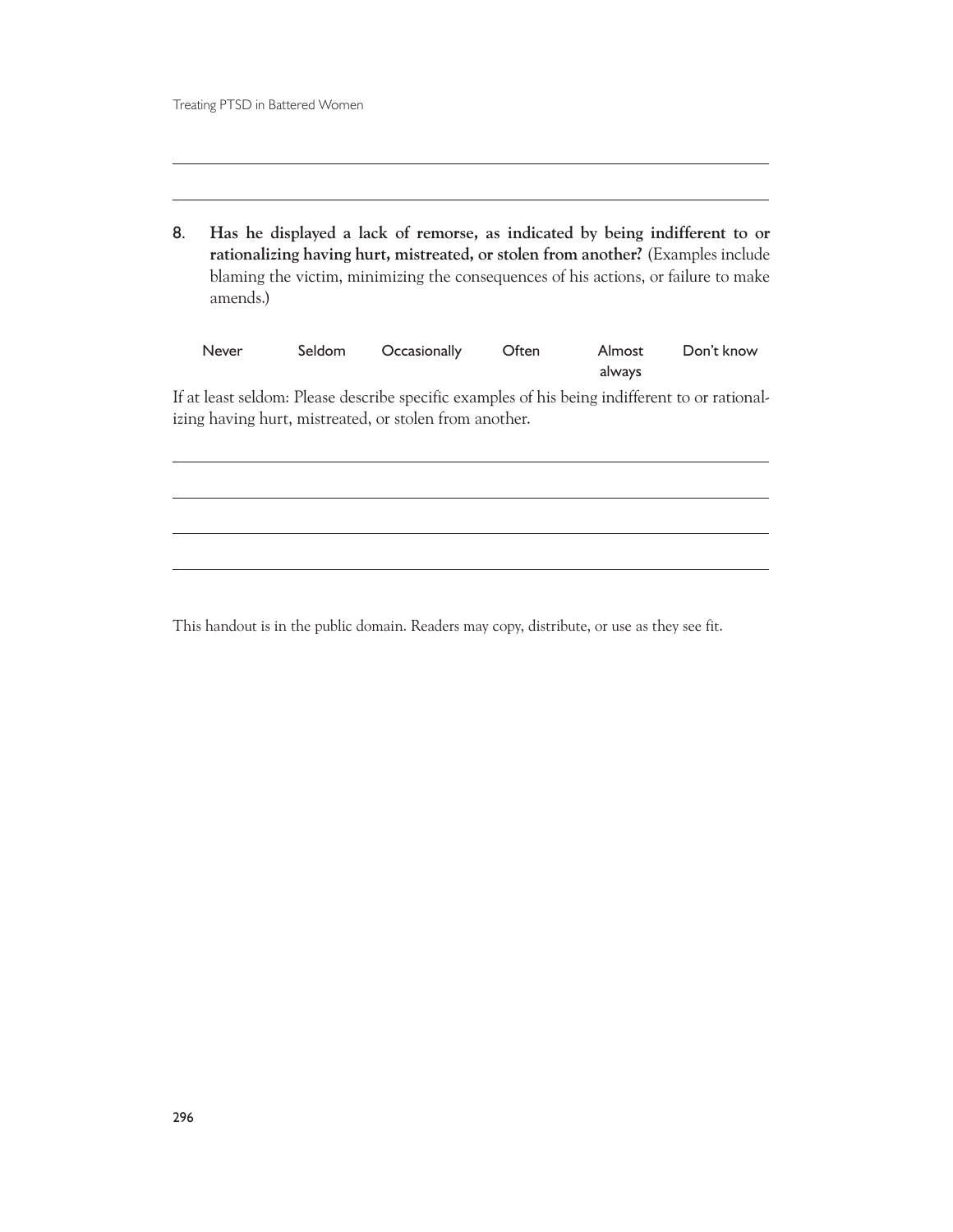8. **Has he displayed a lack of remorse, as indicated by being indifferent to or rationalizing having hurt, mistreated, or stolen from another?** (Examples include blaming the victim, minimizing the consequences of his actions, or failure to make amends.)

| Never | Seldom | Occasionally | Often | Almost always | Don't know |
|---|---|---|---|---|---|

If at least seldom: Please describe specific examples of his being indifferent to or rationalizing having hurt, mistreated, or stolen from another.

This handout is in the public domain. Readers may copy, distribute, or use as they see fit.